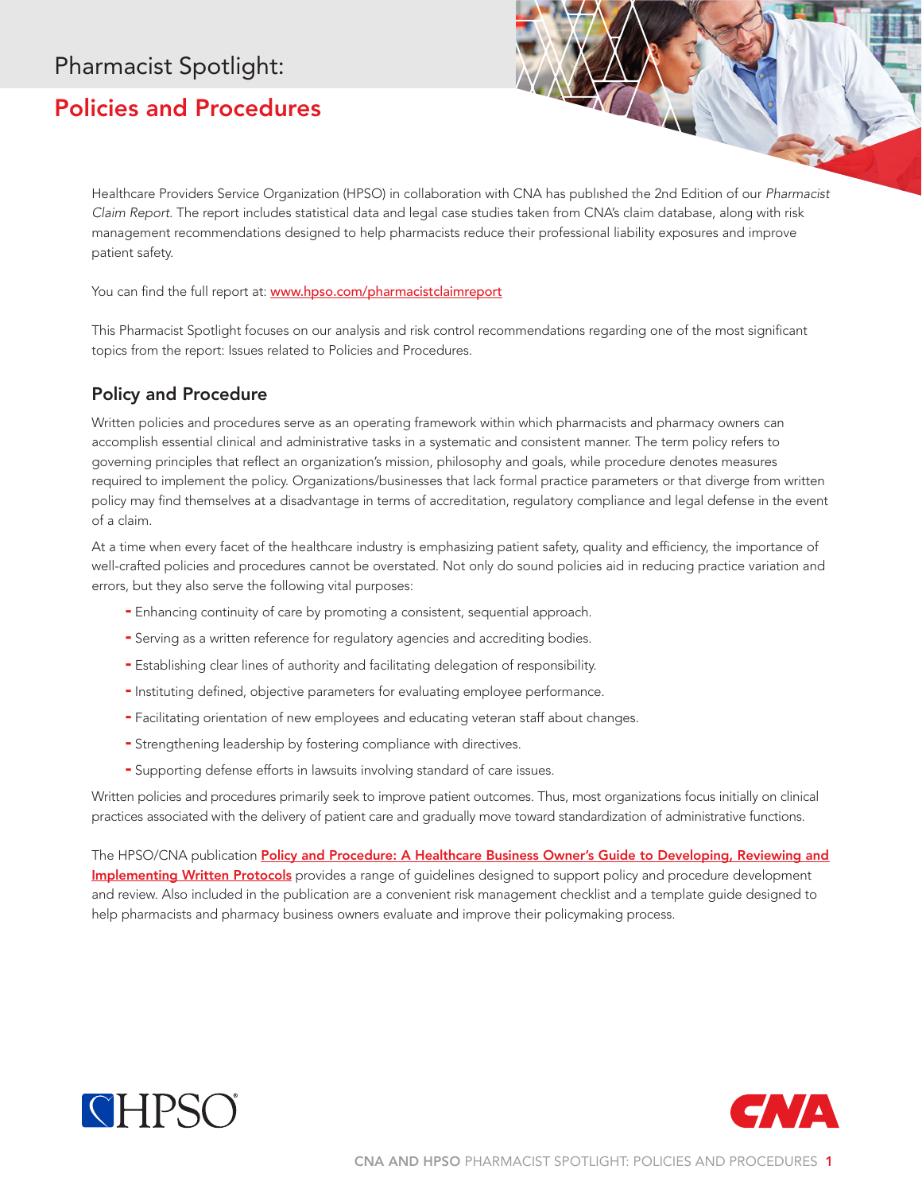Pharmacist Spotlight:

# Policies and Procedures

Healthcare Providers Service Organization (HPSO) in collaboration with CNA has published the 2nd Edition of our *Pharmacist Claim Report*. The report includes statistical data and legal case studies taken from CNA's claim database, along with risk management recommendations designed to help pharmacists reduce their professional liability exposures and improve patient safety.

You can find the full report at: [www.hpso.com/pharmacistclaimreport](www.hpso.com/pharmacistclaimreport)

This Pharmacist Spotlight focuses on our analysis and risk control recommendations regarding one of the most significant topics from the report: Issues related to Policies and Procedures.

## Policy and Procedure

Written policies and procedures serve as an operating framework within which pharmacists and pharmacy owners can accomplish essential clinical and administrative tasks in a systematic and consistent manner. The term policy refers to governing principles that reflect an organization's mission, philosophy and goals, while procedure denotes measures required to implement the policy. Organizations/businesses that lack formal practice parameters or that diverge from written policy may find themselves at a disadvantage in terms of accreditation, regulatory compliance and legal defense in the event of a claim.

At a time when every facet of the healthcare industry is emphasizing patient safety, quality and efficiency, the importance of well-crafted policies and procedures cannot be overstated. Not only do sound policies aid in reducing practice variation and errors, but they also serve the following vital purposes:

- Enhancing continuity of care by promoting a consistent, sequential approach.
- Serving as a written reference for regulatory agencies and accrediting bodies.
- Establishing clear lines of authority and facilitating delegation of responsibility.
- Instituting defined, objective parameters for evaluating employee performance.
- Facilitating orientation of new employees and educating veteran staff about changes.
- Strengthening leadership by fostering compliance with directives.
- Supporting defense efforts in lawsuits involving standard of care issues.

Written policies and procedures primarily seek to improve patient outcomes. Thus, most organizations focus initially on clinical practices associated with the delivery of patient care and gradually move toward standardization of administrative functions.

The HPSO/CNA publication **Policy and Procedure: A Healthcare Business Owner's Guide to Developing, Reviewing and Implementing Written Protocols** provides a range of guidelines designed to support policy and procedure development and review. Also included in the publication are a convenient risk management checklist and a template guide designed to help pharmacists and pharmacy business owners evaluate and improve their policymaking process.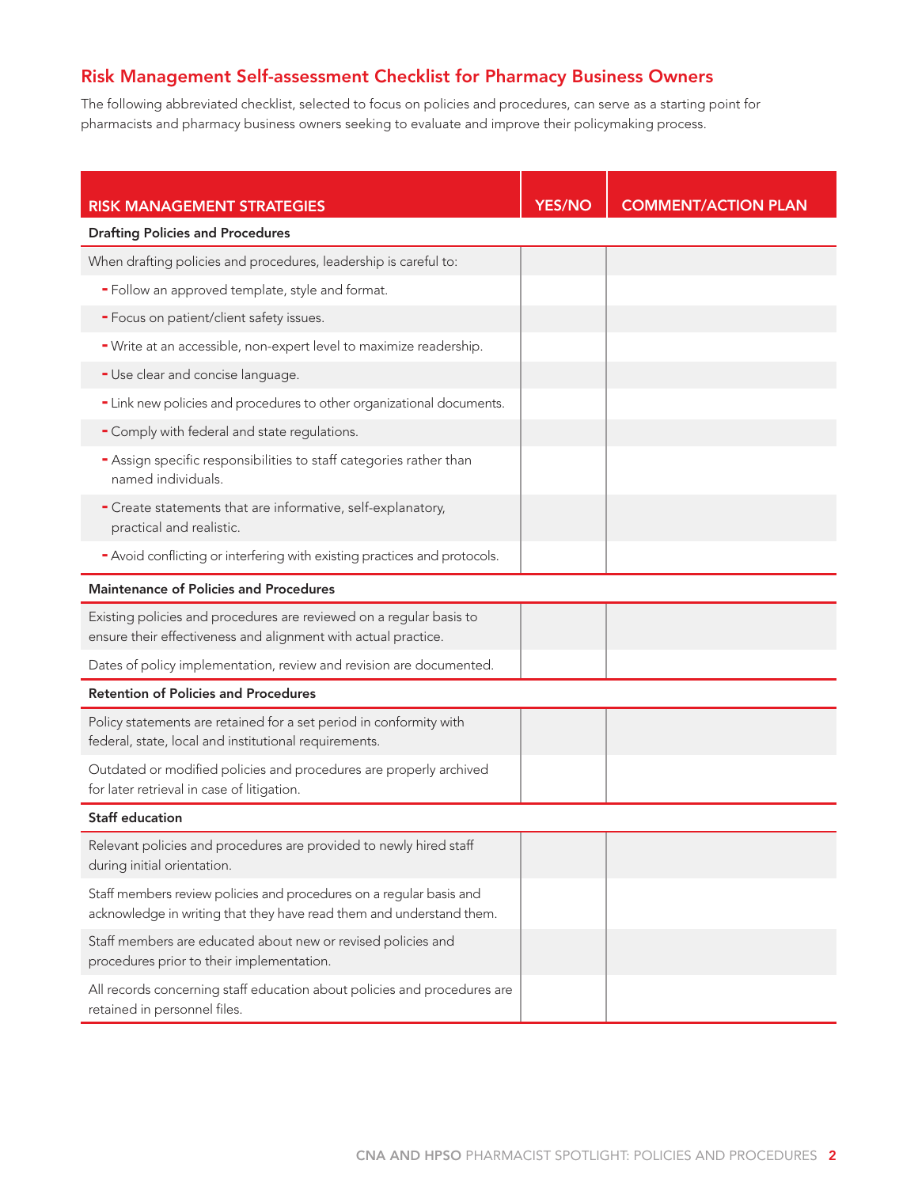## Risk Management Self-assessment Checklist for Pharmacy Business Owners

The following abbreviated checklist, selected to focus on policies and procedures, can serve as a starting point for pharmacists and pharmacy business owners seeking to evaluate and improve their policymaking process.

| RISK MANAGEMENT STRATEGIES | YES/NO | COMMENT/ACTION PLAN |
|---|---|---|
| **Drafting Policies and Procedures** | | |
| When drafting policies and procedures, leadership is careful to: | | |
| - Follow an approved template, style and format. | | |
| - Focus on patient/client safety issues. | | |
| - Write at an accessible, non-expert level to maximize readership. | | |
| - Use clear and concise language. | | |
| - Link new policies and procedures to other organizational documents. | | |
| - Comply with federal and state regulations. | | |
| - Assign specific responsibilities to staff categories rather than named individuals. | | |
| - Create statements that are informative, self-explanatory, practical and realistic. | | |
| - Avoid conflicting or interfering with existing practices and protocols. | | |
| **Maintenance of Policies and Procedures** | | |
| Existing policies and procedures are reviewed on a regular basis to ensure their effectiveness and alignment with actual practice. | | |
| Dates of policy implementation, review and revision are documented. | | |
| **Retention of Policies and Procedures** | | |
| Policy statements are retained for a set period in conformity with federal, state, local and institutional requirements. | | |
| Outdated or modified policies and procedures are properly archived for later retrieval in case of litigation. | | |
| **Staff education** | | |
| Relevant policies and procedures are provided to newly hired staff during initial orientation. | | |
| Staff members review policies and procedures on a regular basis and acknowledge in writing that they have read them and understand them. | | |
| Staff members are educated about new or revised policies and procedures prior to their implementation. | | |
| All records concerning staff education about policies and procedures are retained in personnel files. | | |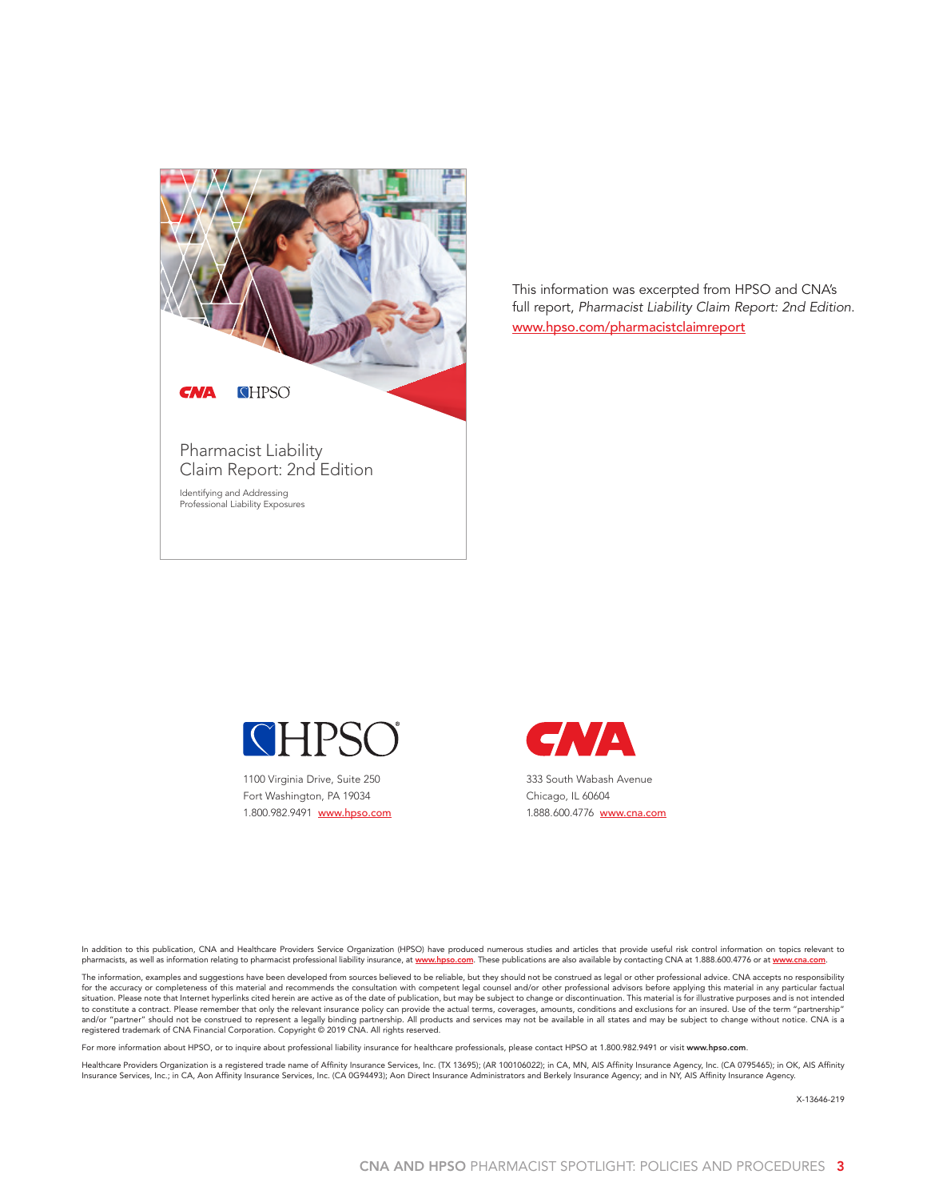CNA HPSO

Pharmacist Liability Claim Report: 2nd Edition

Identifying and Addressing Professional Liability Exposures

This information was excerpted from HPSO and CNA's full report, *Pharmacist Liability Claim Report: 2nd Edition*. www.hpso.com/pharmacistclaimreport

HPSO

1100 Virginia Drive, Suite 250
Fort Washington, PA 19034
1.800.982.9491 www.hpso.com

CNA

333 South Wabash Avenue
Chicago, IL 60604
1.888.600.4776 www.cna.com

In addition to this publication, CNA and Healthcare Providers Service Organization (HPSO) have produced numerous studies and articles that provide useful risk control information on topics relevant to pharmacists, as well as information relating to pharmacist professional liability insurance, at www.hpso.com. These publications are also available by contacting CNA at 1.888.600.4776 or at www.cna.com.

The information, examples and suggestions have been developed from sources believed to be reliable, but they should not be construed as legal or other professional advice. CNA accepts no responsibility for the accuracy or completeness of this material and recommends the consultation with competent legal counsel and/or other professional advisors before applying this material in any particular factual situation. Please note that Internet hyperlinks cited herein are active as of the date of publication, but may be subject to change or discontinuation. This material is for illustrative purposes and is not intended to constitute a contract. Please remember that only the relevant insurance policy can provide the actual terms, coverages, amounts, conditions and exclusions for an insured. Use of the term "partnership" and/or "partner" should not be construed to represent a legally binding partnership. All products and services may not be available in all states and may be subject to change without notice. CNA is a registered trademark of CNA Financial Corporation. Copyright © 2019 CNA. All rights reserved.

For more information about HPSO, or to inquire about professional liability insurance for healthcare professionals, please contact HPSO at 1.800.982.9491 or visit **www.hpso.com**.

Healthcare Providers Organization is a registered trade name of Affinity Insurance Services, Inc. (TX 13695); (AR 100106022); in CA, MN, AIS Affinity Insurance Agency, Inc. (CA 0795465); in OK, AIS Affinity Insurance Services, Inc.; in CA, Aon Affinity Insurance Services, Inc. (CA 0G94493); Aon Direct Insurance Administrators and Berkely Insurance Agency; and in NY, AIS Affinity Insurance Agency.

X-13646-219